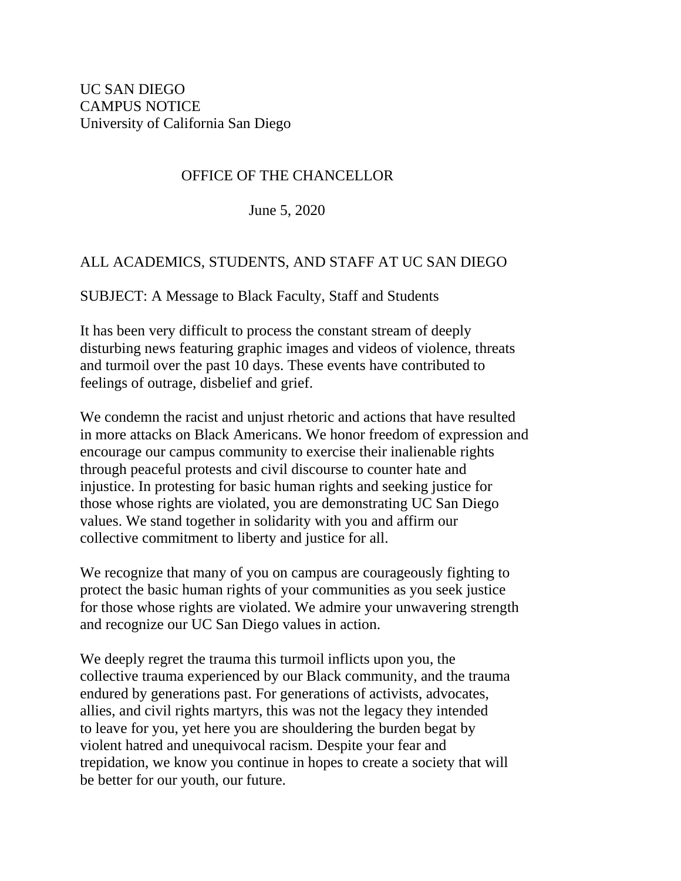UC SAN DIEGO
CAMPUS NOTICE
University of California San Diego

OFFICE OF THE CHANCELLOR

June 5, 2020

ALL ACADEMICS, STUDENTS, AND STAFF AT UC SAN DIEGO

SUBJECT: A Message to Black Faculty, Staff and Students

It has been very difficult to process the constant stream of deeply disturbing news featuring graphic images and videos of violence, threats and turmoil over the past 10 days. These events have contributed to feelings of outrage, disbelief and grief.

We condemn the racist and unjust rhetoric and actions that have resulted in more attacks on Black Americans. We honor freedom of expression and encourage our campus community to exercise their inalienable rights through peaceful protests and civil discourse to counter hate and injustice. In protesting for basic human rights and seeking justice for those whose rights are violated, you are demonstrating UC San Diego values. We stand together in solidarity with you and affirm our collective commitment to liberty and justice for all.

We recognize that many of you on campus are courageously fighting to protect the basic human rights of your communities as you seek justice for those whose rights are violated. We admire your unwavering strength and recognize our UC San Diego values in action.

We deeply regret the trauma this turmoil inflicts upon you, the collective trauma experienced by our Black community, and the trauma endured by generations past. For generations of activists, advocates, allies, and civil rights martyrs, this was not the legacy they intended to leave for you, yet here you are shouldering the burden begat by violent hatred and unequivocal racism. Despite your fear and trepidation, we know you continue in hopes to create a society that will be better for our youth, our future.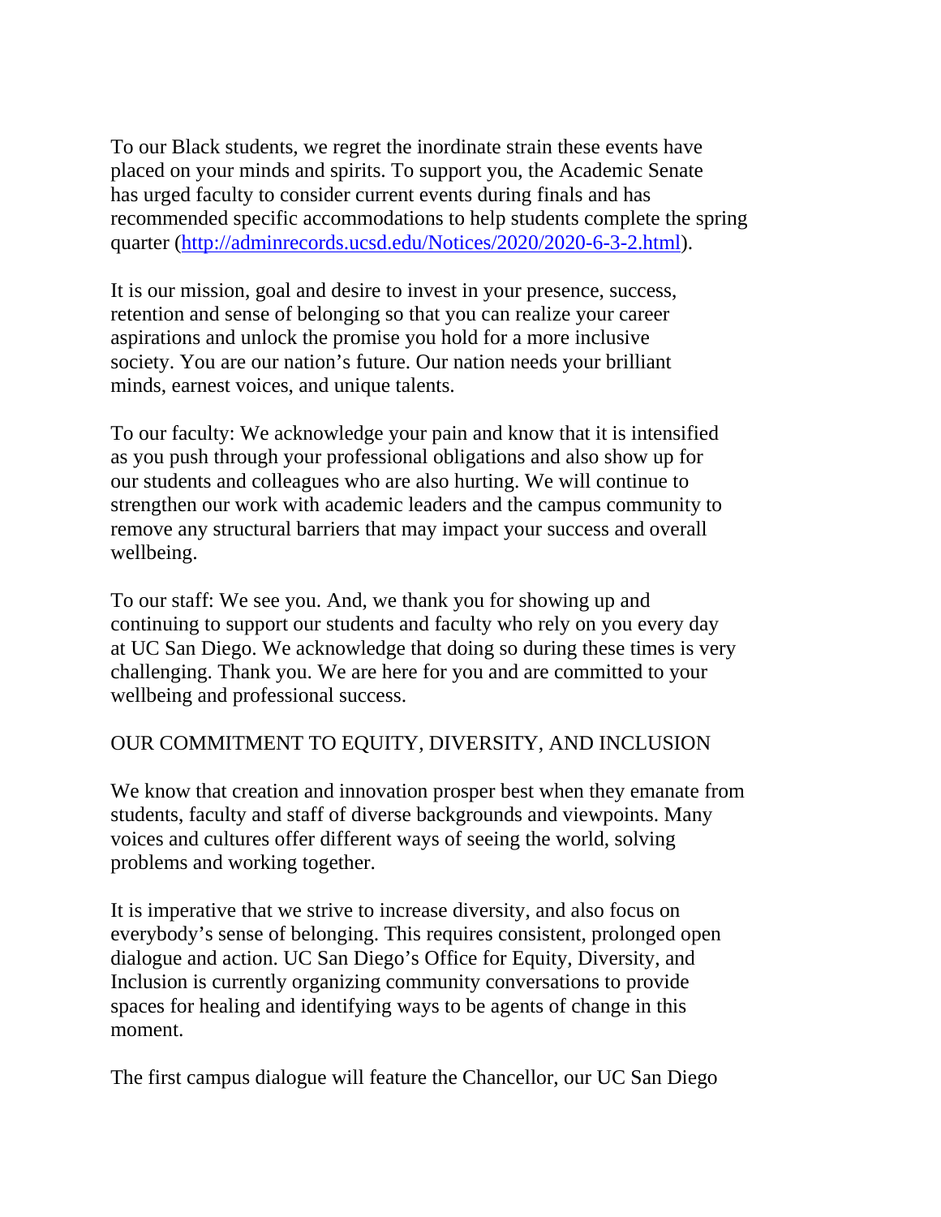To our Black students, we regret the inordinate strain these events have placed on your minds and spirits. To support you, the Academic Senate has urged faculty to consider current events during finals and has recommended specific accommodations to help students complete the spring quarter ([http://adminrecords.ucsd.edu/Notices/2020/2020-6-3-2.html](http://adminrecords.ucsd.edu/Notices/2020/2020-6-3-2.html)).

It is our mission, goal and desire to invest in your presence, success, retention and sense of belonging so that you can realize your career aspirations and unlock the promise you hold for a more inclusive society. You are our nation's future. Our nation needs your brilliant minds, earnest voices, and unique talents.

To our faculty: We acknowledge your pain and know that it is intensified as you push through your professional obligations and also show up for our students and colleagues who are also hurting. We will continue to strengthen our work with academic leaders and the campus community to remove any structural barriers that may impact your success and overall wellbeing.

To our staff: We see you. And, we thank you for showing up and continuing to support our students and faculty who rely on you every day at UC San Diego. We acknowledge that doing so during these times is very challenging. Thank you. We are here for you and are committed to your wellbeing and professional success.

## OUR COMMITMENT TO EQUITY, DIVERSITY, AND INCLUSION

We know that creation and innovation prosper best when they emanate from students, faculty and staff of diverse backgrounds and viewpoints. Many voices and cultures offer different ways of seeing the world, solving problems and working together.

It is imperative that we strive to increase diversity, and also focus on everybody's sense of belonging. This requires consistent, prolonged open dialogue and action. UC San Diego's Office for Equity, Diversity, and Inclusion is currently organizing community conversations to provide spaces for healing and identifying ways to be agents of change in this moment.

The first campus dialogue will feature the Chancellor, our UC San Diego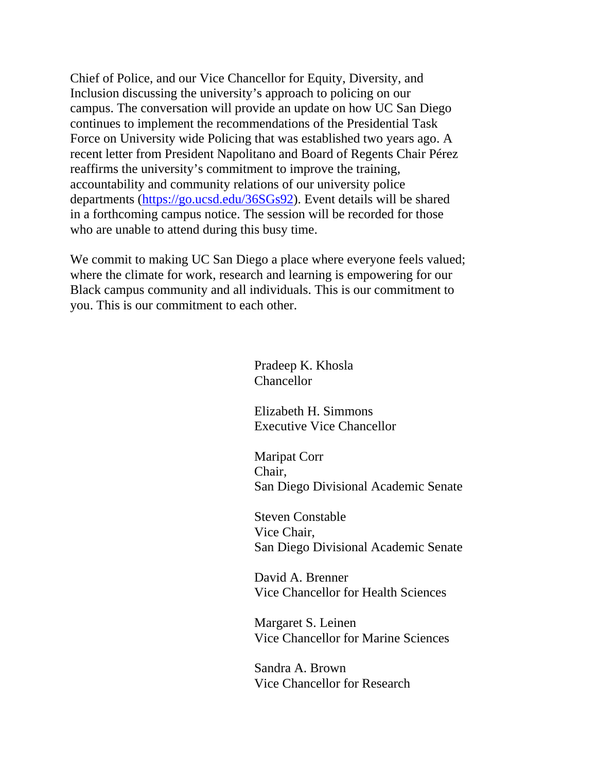Chief of Police, and our Vice Chancellor for Equity, Diversity, and Inclusion discussing the university's approach to policing on our campus. The conversation will provide an update on how UC San Diego continues to implement the recommendations of the Presidential Task Force on University wide Policing that was established two years ago. A recent letter from President Napolitano and Board of Regents Chair Pérez reaffirms the university's commitment to improve the training, accountability and community relations of our university police departments (https://go.ucsd.edu/36SGs92). Event details will be shared in a forthcoming campus notice. The session will be recorded for those who are unable to attend during this busy time.

We commit to making UC San Diego a place where everyone feels valued; where the climate for work, research and learning is empowering for our Black campus community and all individuals. This is our commitment to you. This is our commitment to each other.

Pradeep K. Khosla
Chancellor

Elizabeth H. Simmons
Executive Vice Chancellor

Maripat Corr
Chair,
San Diego Divisional Academic Senate

Steven Constable
Vice Chair,
San Diego Divisional Academic Senate

David A. Brenner
Vice Chancellor for Health Sciences

Margaret S. Leinen
Vice Chancellor for Marine Sciences

Sandra A. Brown
Vice Chancellor for Research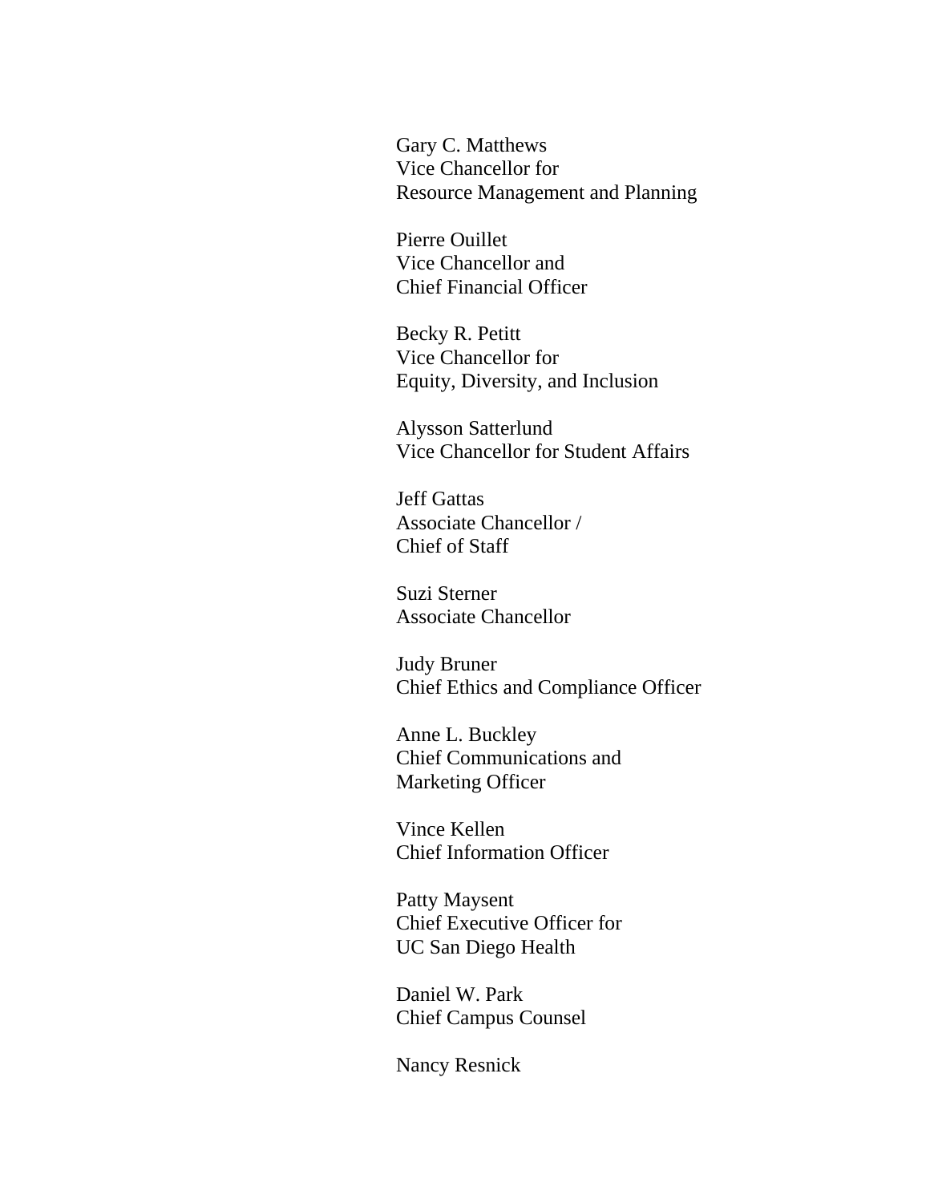Gary C. Matthews
Vice Chancellor for
Resource Management and Planning

Pierre Ouillet
Vice Chancellor and
Chief Financial Officer

Becky R. Petitt
Vice Chancellor for
Equity, Diversity, and Inclusion

Alysson Satterlund
Vice Chancellor for Student Affairs

Jeff Gattas
Associate Chancellor /
Chief of Staff

Suzi Sterner
Associate Chancellor

Judy Bruner
Chief Ethics and Compliance Officer

Anne L. Buckley
Chief Communications and
Marketing Officer

Vince Kellen
Chief Information Officer

Patty Maysent
Chief Executive Officer for
UC San Diego Health

Daniel W. Park
Chief Campus Counsel

Nancy Resnick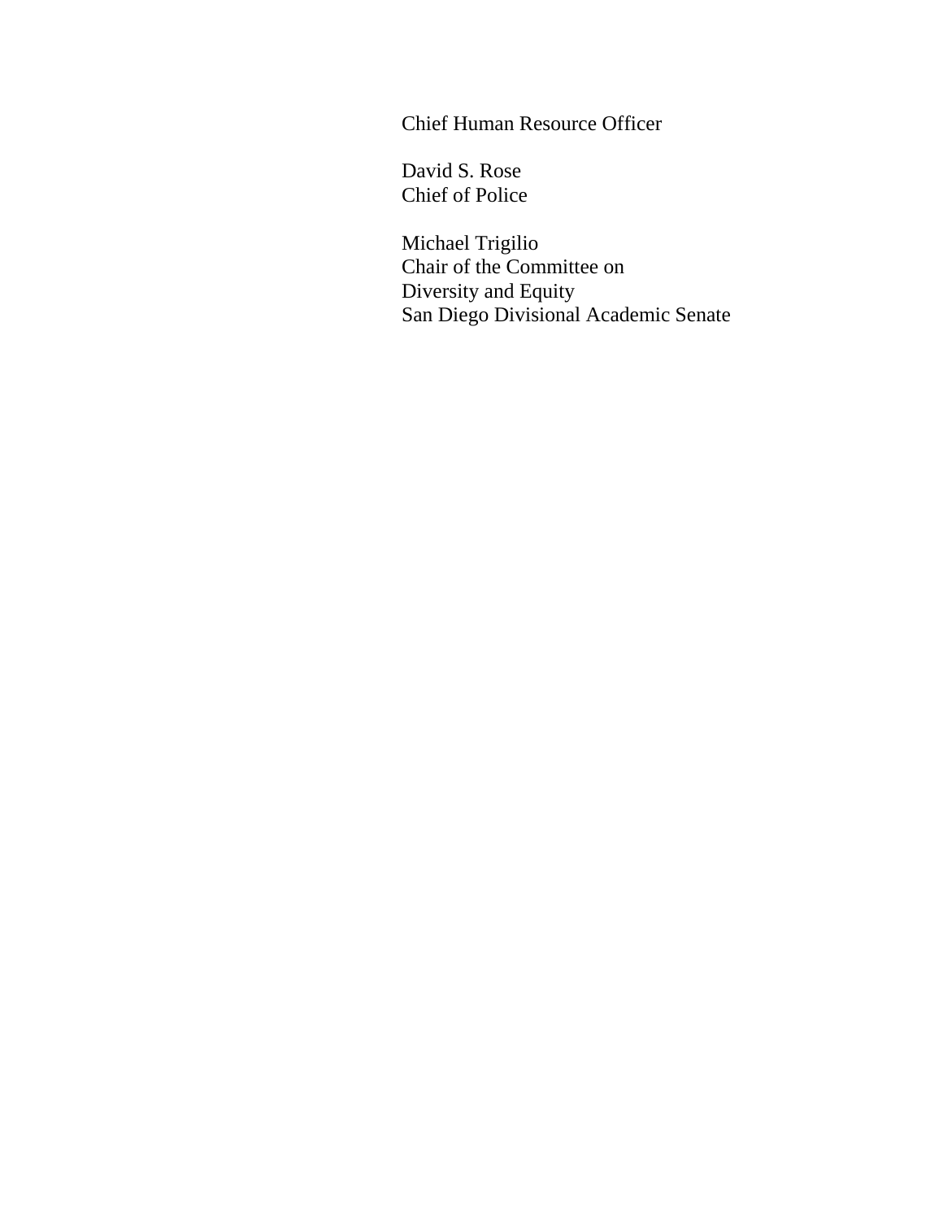Chief Human Resource Officer

David S. Rose
Chief of Police

Michael Trigilio
Chair of the Committee on
Diversity and Equity
San Diego Divisional Academic Senate